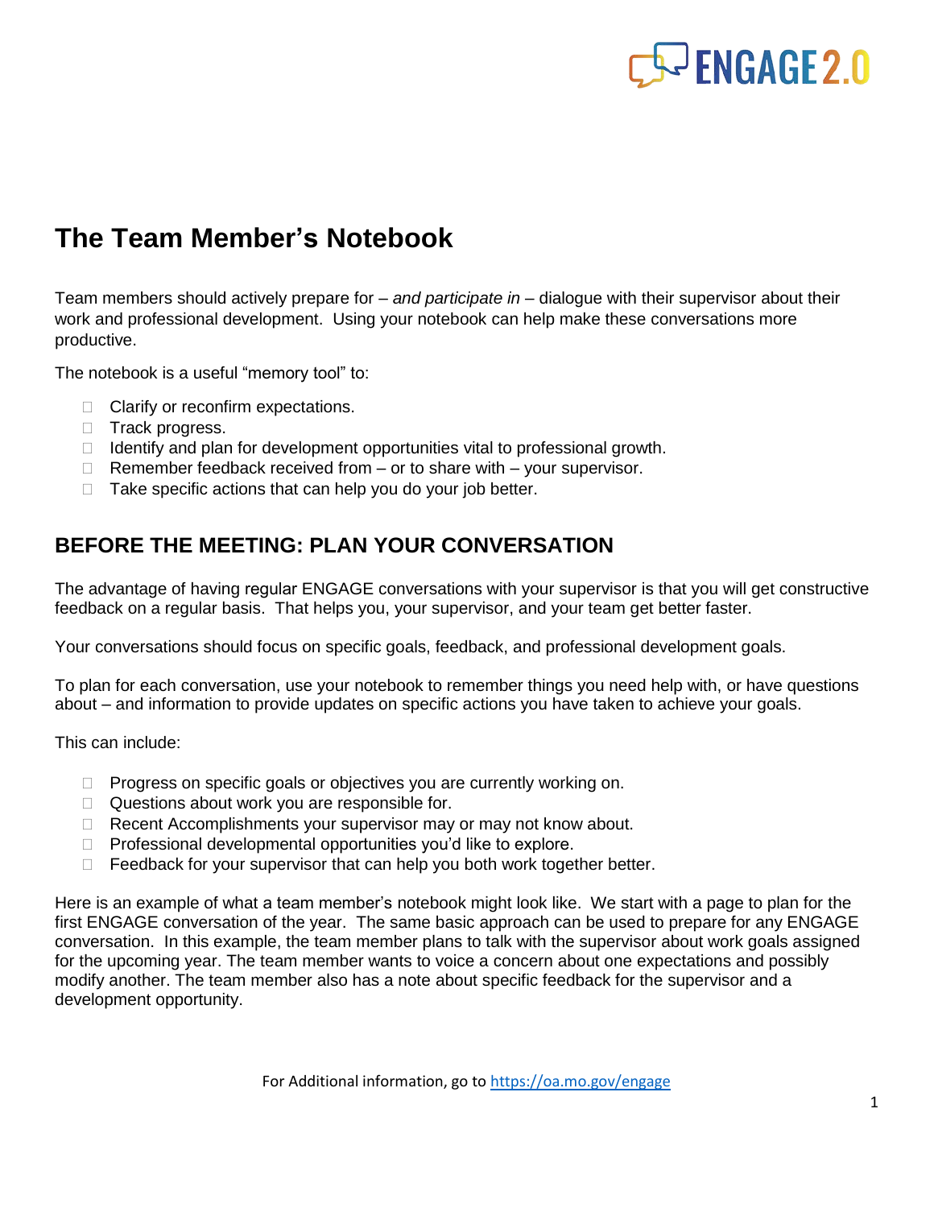# The Team Member's Notebook

Team members should actively prepare for – *and participate in* – dialogue with their supervisor about their work and professional development. Using your notebook can help make these conversations more productive.

The notebook is a useful "memory tool" to:

- Clarify or reconfirm expectations.
- Track progress.
- Identify and plan for development opportunities vital to professional growth.
- Remember feedback received from – or to share with – your supervisor.
- Take specific actions that can help you do your job better.

## BEFORE THE MEETING: PLAN YOUR CONVERSATION

The advantage of having regular ENGAGE conversations with your supervisor is that you will get constructive feedback on a regular basis. That helps you, your supervisor, and your team get better faster.

Your conversations should focus on specific goals, feedback, and professional development goals.

To plan for each conversation, use your notebook to remember things you need help with, or have questions about – and information to provide updates on specific actions you have taken to achieve your goals.

This can include:

- Progress on specific goals or objectives you are currently working on.
- Questions about work you are responsible for.
- Recent Accomplishments your supervisor may or may not know about.
- Professional developmental opportunities you'd like to explore.
- Feedback for your supervisor that can help you both work together better.

Here is an example of what a team member's notebook might look like. We start with a page to plan for the first ENGAGE conversation of the year. The same basic approach can be used to prepare for any ENGAGE conversation. In this example, the team member plans to talk with the supervisor about work goals assigned for the upcoming year. The team member wants to voice a concern about one expectations and possibly modify another. The team member also has a note about specific feedback for the supervisor and a development opportunity.

For Additional information, go to https://oa.mo.gov/engage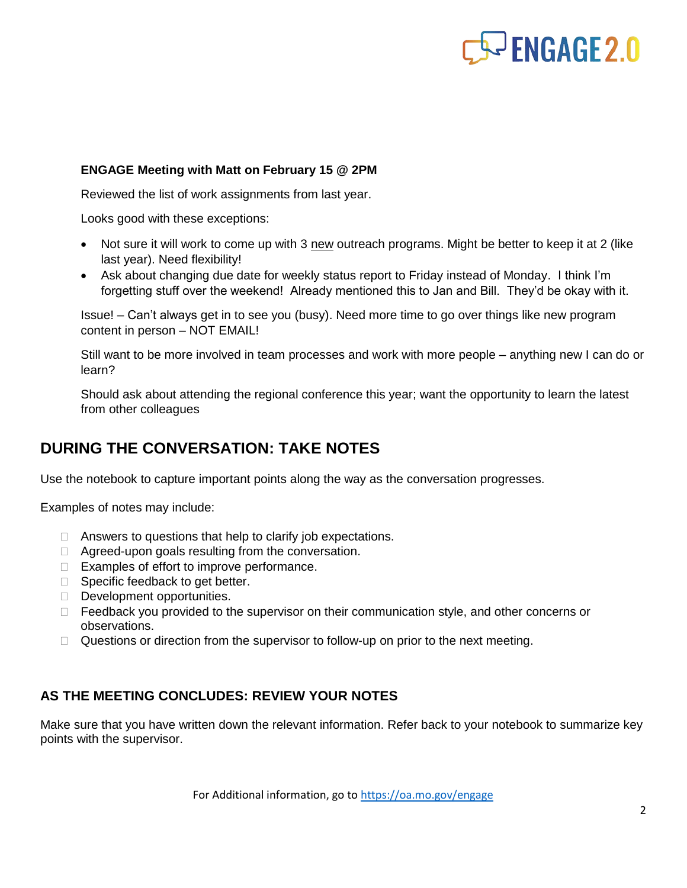**ENGAGE Meeting with Matt on February 15 @ 2PM**

Reviewed the list of work assignments from last year.

Looks good with these exceptions:

- Not sure it will work to come up with 3 <u>new</u> outreach programs. Might be better to keep it at 2 (like last year). Need flexibility!
- Ask about changing due date for weekly status report to Friday instead of Monday. I think I'm forgetting stuff over the weekend! Already mentioned this to Jan and Bill. They'd be okay with it.

Issue! – Can't always get in to see you (busy). Need more time to go over things like new program content in person – NOT EMAIL!

Still want to be more involved in team processes and work with more people – anything new I can do or learn?

Should ask about attending the regional conference this year; want the opportunity to learn the latest from other colleagues

## DURING THE CONVERSATION: TAKE NOTES

Use the notebook to capture important points along the way as the conversation progresses.

Examples of notes may include:

- Answers to questions that help to clarify job expectations.
- Agreed-upon goals resulting from the conversation.
- Examples of effort to improve performance.
- Specific feedback to get better.
- Development opportunities.
- Feedback you provided to the supervisor on their communication style, and other concerns or observations.
- Questions or direction from the supervisor to follow-up on prior to the next meeting.

### AS THE MEETING CONCLUDES: REVIEW YOUR NOTES

Make sure that you have written down the relevant information. Refer back to your notebook to summarize key points with the supervisor.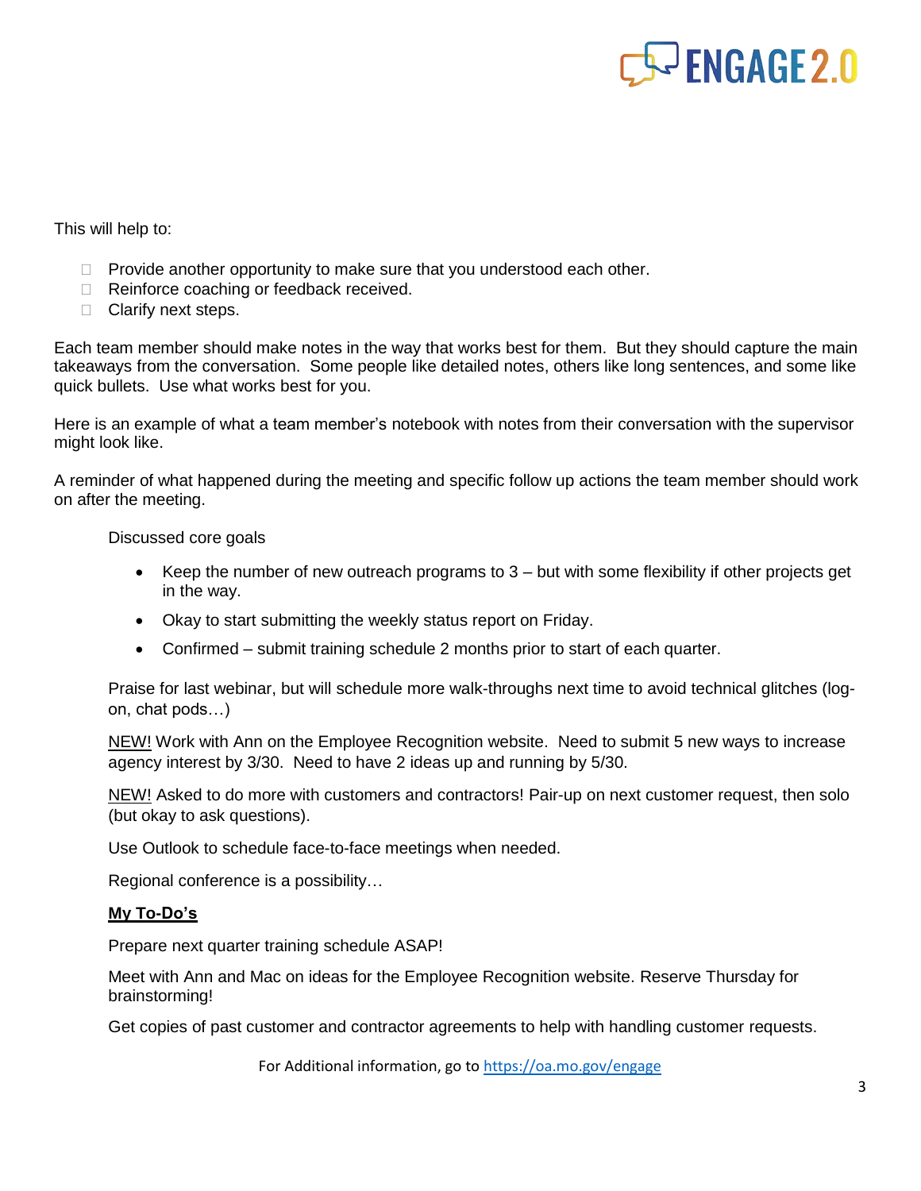This will help to:

- Provide another opportunity to make sure that you understood each other.
- Reinforce coaching or feedback received.
- Clarify next steps.

Each team member should make notes in the way that works best for them. But they should capture the main takeaways from the conversation. Some people like detailed notes, others like long sentences, and some like quick bullets. Use what works best for you.

Here is an example of what a team member's notebook with notes from their conversation with the supervisor might look like.

A reminder of what happened during the meeting and specific follow up actions the team member should work on after the meeting.

Discussed core goals

- Keep the number of new outreach programs to 3 – but with some flexibility if other projects get in the way.
- Okay to start submitting the weekly status report on Friday.
- Confirmed – submit training schedule 2 months prior to start of each quarter.

Praise for last webinar, but will schedule more walk-throughs next time to avoid technical glitches (log-on, chat pods…)

<u>NEW!</u> Work with Ann on the Employee Recognition website. Need to submit 5 new ways to increase agency interest by 3/30. Need to have 2 ideas up and running by 5/30.

<u>NEW!</u> Asked to do more with customers and contractors! Pair-up on next customer request, then solo (but okay to ask questions).

Use Outlook to schedule face-to-face meetings when needed.

Regional conference is a possibility…

**<u>My To-Do's</u>**

Prepare next quarter training schedule ASAP!

Meet with Ann and Mac on ideas for the Employee Recognition website. Reserve Thursday for brainstorming!

Get copies of past customer and contractor agreements to help with handling customer requests.

For Additional information, go to https://oa.mo.gov/engage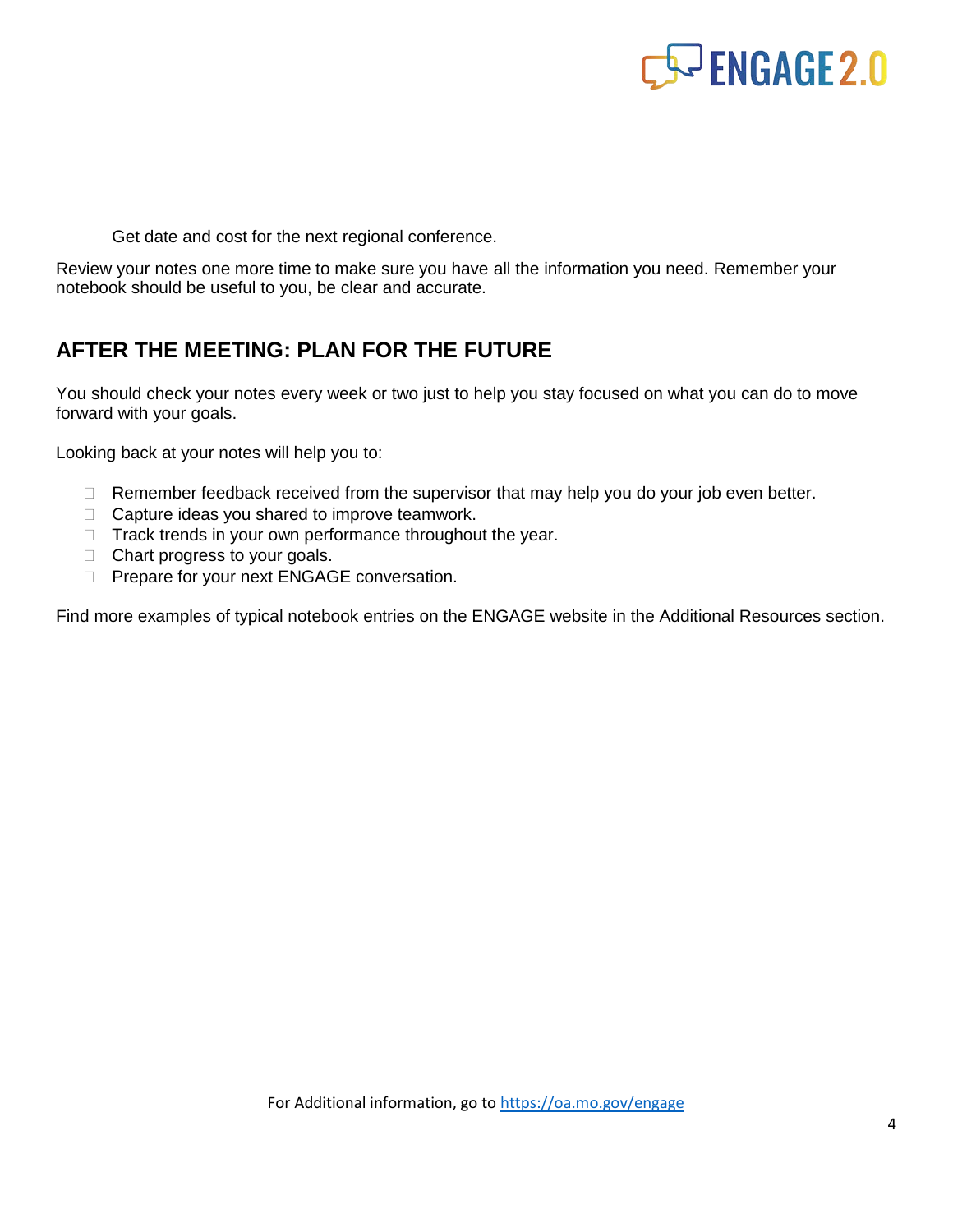Get date and cost for the next regional conference.

Review your notes one more time to make sure you have all the information you need. Remember your notebook should be useful to you, be clear and accurate.

## AFTER THE MEETING: PLAN FOR THE FUTURE

You should check your notes every week or two just to help you stay focused on what you can do to move forward with your goals.

Looking back at your notes will help you to:

- Remember feedback received from the supervisor that may help you do your job even better.
- Capture ideas you shared to improve teamwork.
- Track trends in your own performance throughout the year.
- Chart progress to your goals.
- Prepare for your next ENGAGE conversation.

Find more examples of typical notebook entries on the ENGAGE website in the Additional Resources section.

For Additional information, go to https://oa.mo.gov/engage